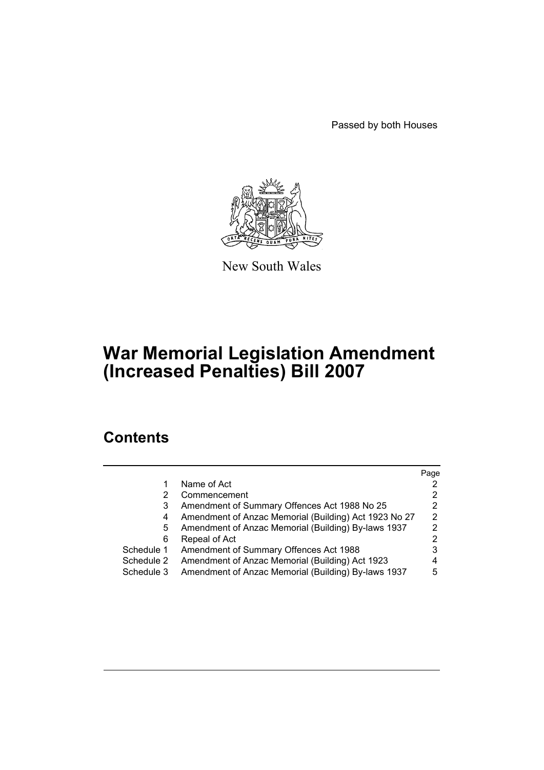Passed by both Houses

New South Wales

# War Memorial Legislation Amendment (Increased Penalties) Bill 2007

## Contents

| | | Page |
|---|---|---|
| 1 | Name of Act | 2 |
| 2 | Commencement | 2 |
| 3 | Amendment of Summary Offences Act 1988 No 25 | 2 |
| 4 | Amendment of Anzac Memorial (Building) Act 1923 No 27 | 2 |
| 5 | Amendment of Anzac Memorial (Building) By-laws 1937 | 2 |
| 6 | Repeal of Act | 2 |
| Schedule 1 | Amendment of Summary Offences Act 1988 | 3 |
| Schedule 2 | Amendment of Anzac Memorial (Building) Act 1923 | 4 |
| Schedule 3 | Amendment of Anzac Memorial (Building) By-laws 1937 | 5 |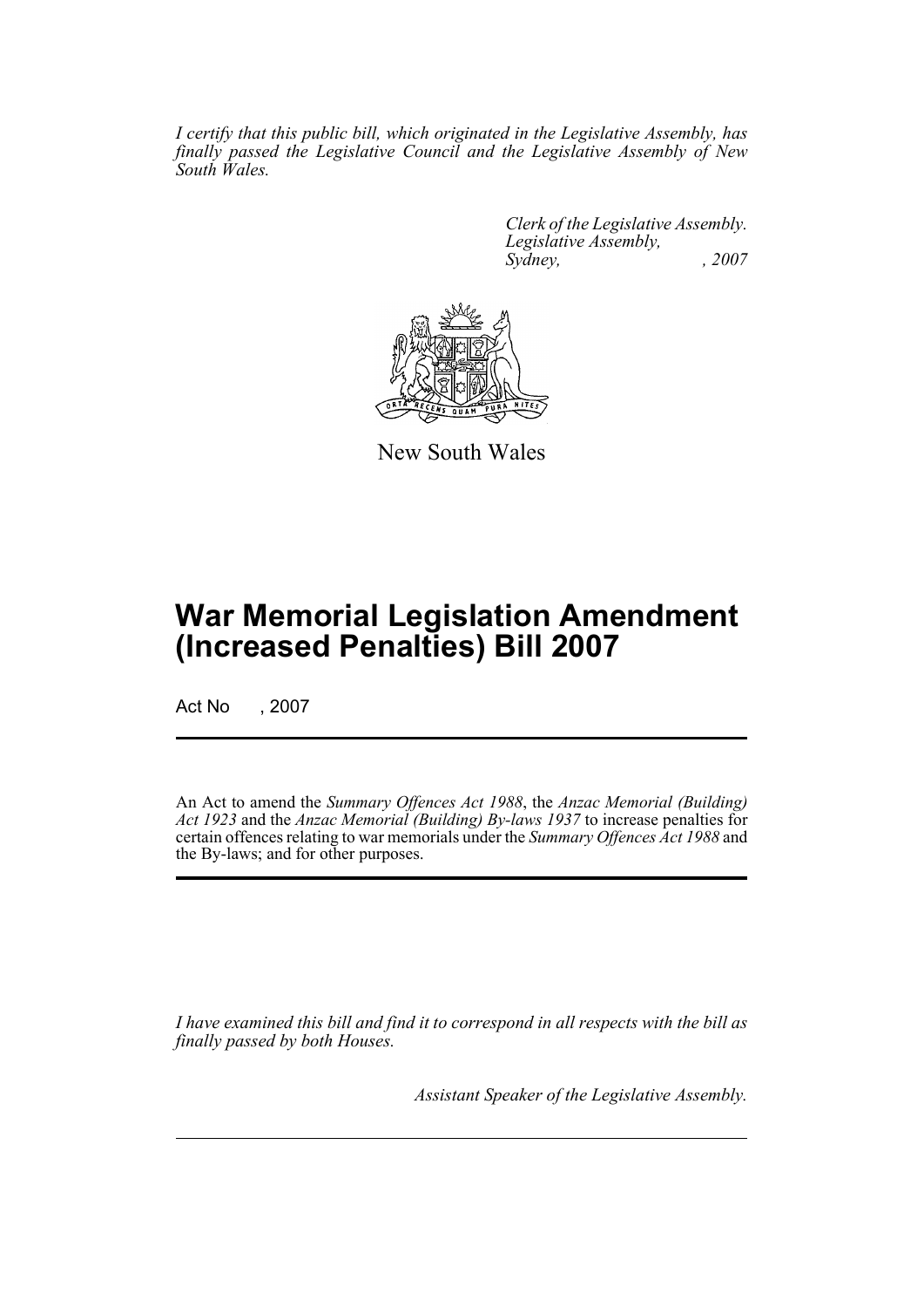*I certify that this public bill, which originated in the Legislative Assembly, has finally passed the Legislative Council and the Legislative Assembly of New South Wales.*

*Clerk of the Legislative Assembly.*
*Legislative Assembly,*
*Sydney, , 2007*

New South Wales

# War Memorial Legislation Amendment (Increased Penalties) Bill 2007

Act No , 2007

An Act to amend the *Summary Offences Act 1988*, the *Anzac Memorial (Building) Act 1923* and the *Anzac Memorial (Building) By-laws 1937* to increase penalties for certain offences relating to war memorials under the *Summary Offences Act 1988* and the By-laws; and for other purposes.

*I have examined this bill and find it to correspond in all respects with the bill as finally passed by both Houses.*

*Assistant Speaker of the Legislative Assembly.*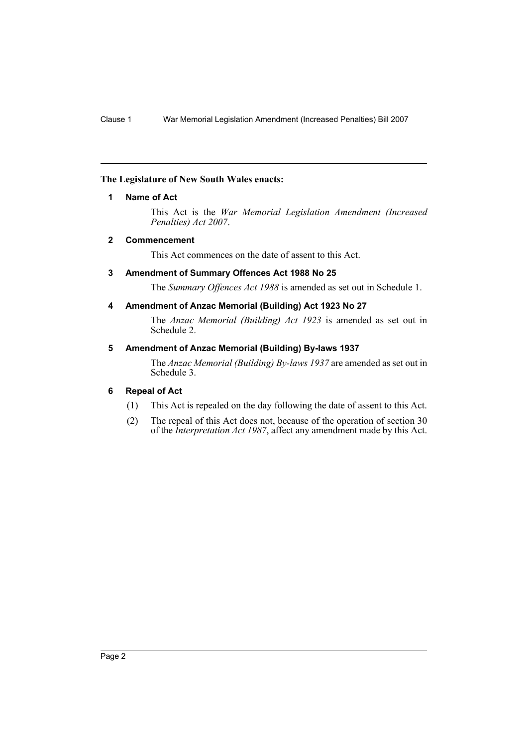**The Legislature of New South Wales enacts:**

### 1 Name of Act

This Act is the *War Memorial Legislation Amendment (Increased Penalties) Act 2007*.

### 2 Commencement

This Act commences on the date of assent to this Act.

### 3 Amendment of Summary Offences Act 1988 No 25

The *Summary Offences Act 1988* is amended as set out in Schedule 1.

### 4 Amendment of Anzac Memorial (Building) Act 1923 No 27

The *Anzac Memorial (Building) Act 1923* is amended as set out in Schedule 2.

### 5 Amendment of Anzac Memorial (Building) By-laws 1937

The *Anzac Memorial (Building) By-laws 1937* are amended as set out in Schedule 3.

### 6 Repeal of Act

(1) This Act is repealed on the day following the date of assent to this Act.

(2) The repeal of this Act does not, because of the operation of section 30 of the *Interpretation Act 1987*, affect any amendment made by this Act.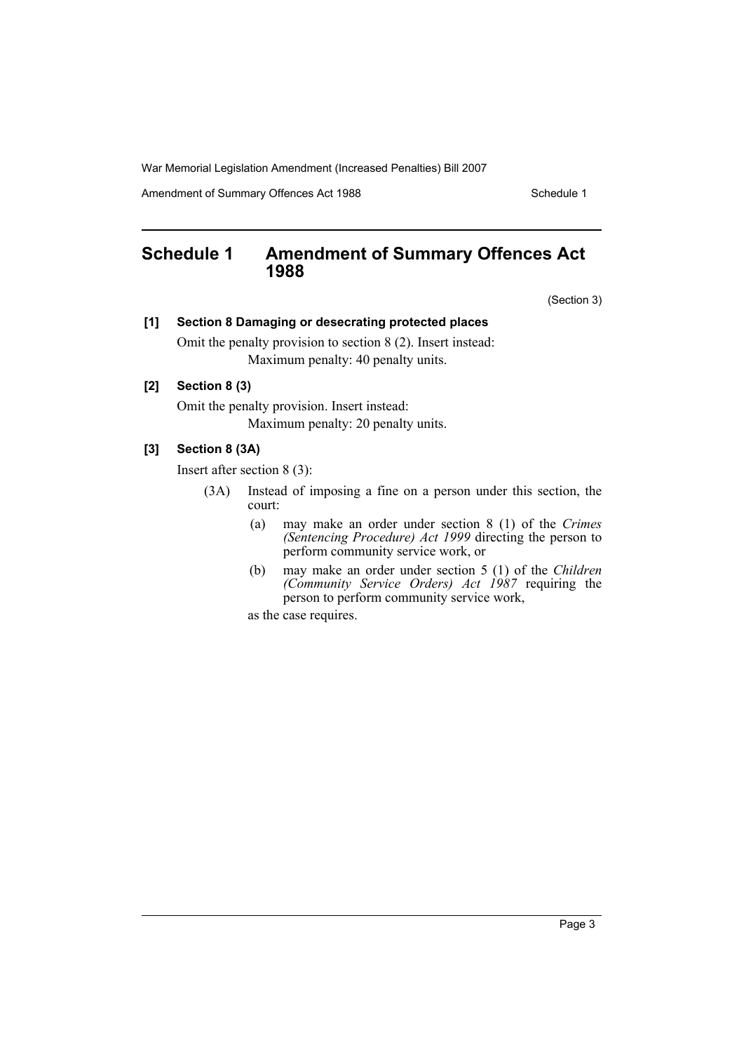## Schedule 1 Amendment of Summary Offences Act 1988

(Section 3)

**[1] Section 8 Damaging or desecrating protected places**

Omit the penalty provision to section 8 (2). Insert instead:

Maximum penalty: 40 penalty units.

**[2] Section 8 (3)**

Omit the penalty provision. Insert instead:

Maximum penalty: 20 penalty units.

**[3] Section 8 (3A)**

Insert after section 8 (3):

(3A) Instead of imposing a fine on a person under this section, the court:

- (a) may make an order under section 8 (1) of the *Crimes (Sentencing Procedure) Act 1999* directing the person to perform community service work, or
- (b) may make an order under section 5 (1) of the *Children (Community Service Orders) Act 1987* requiring the person to perform community service work,

as the case requires.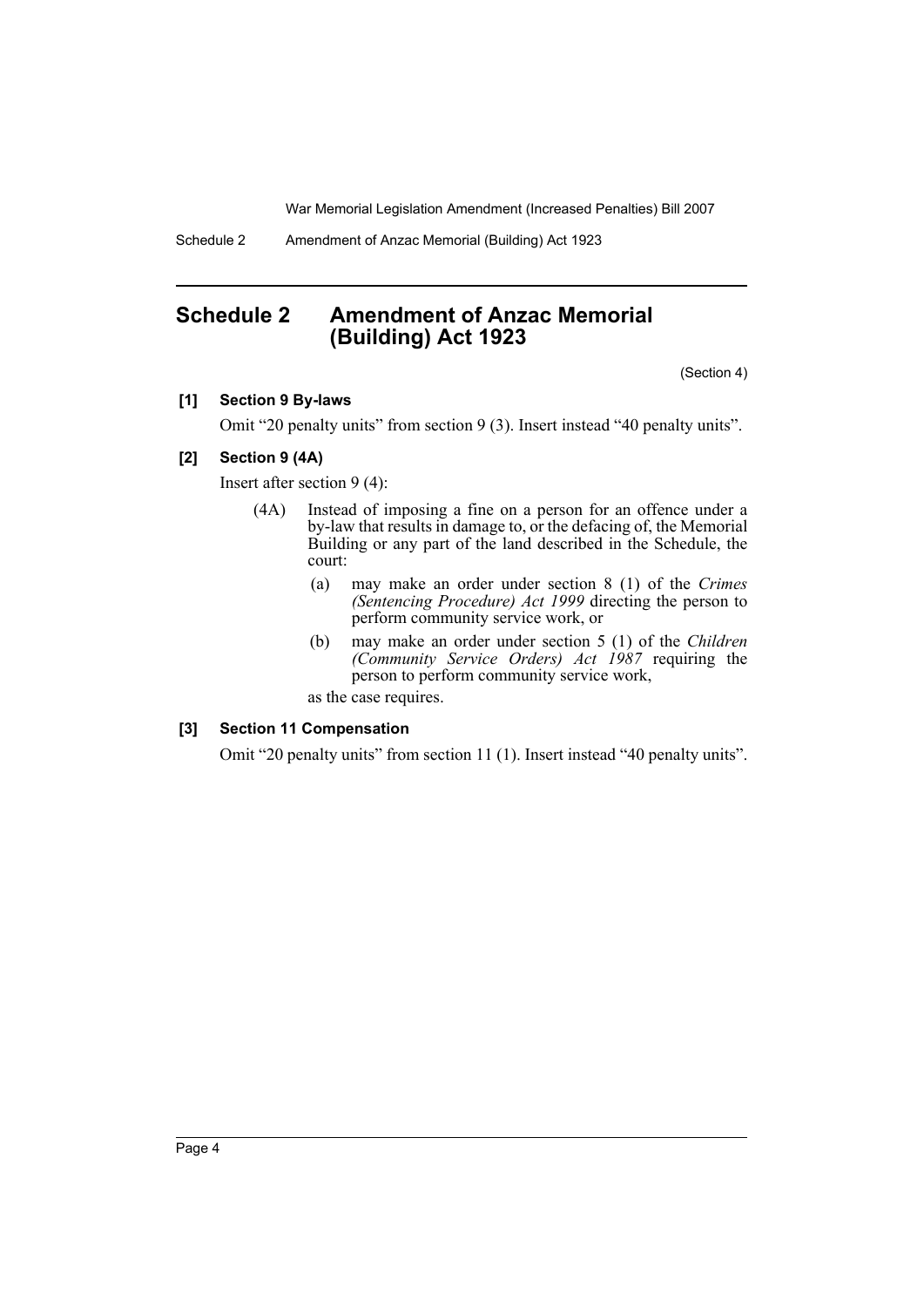## Schedule 2 Amendment of Anzac Memorial (Building) Act 1923

(Section 4)

**[1] Section 9 By-laws**

Omit "20 penalty units" from section 9 (3). Insert instead "40 penalty units".

**[2] Section 9 (4A)**

Insert after section 9 (4):

(4A) Instead of imposing a fine on a person for an offence under a by-law that results in damage to, or the defacing of, the Memorial Building or any part of the land described in the Schedule, the court:

- (a) may make an order under section 8 (1) of the *Crimes (Sentencing Procedure) Act 1999* directing the person to perform community service work, or
- (b) may make an order under section 5 (1) of the *Children (Community Service Orders) Act 1987* requiring the person to perform community service work,

as the case requires.

**[3] Section 11 Compensation**

Omit "20 penalty units" from section 11 (1). Insert instead "40 penalty units".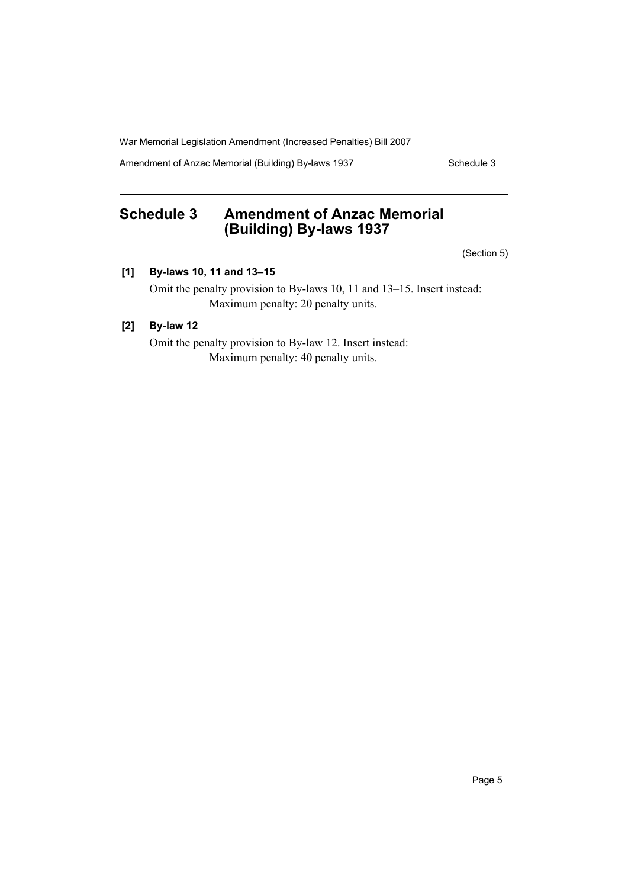# Schedule 3 Amendment of Anzac Memorial (Building) By-laws 1937

(Section 5)

**[1] By-laws 10, 11 and 13–15**

Omit the penalty provision to By-laws 10, 11 and 13–15. Insert instead:

Maximum penalty: 20 penalty units.

**[2] By-law 12**

Omit the penalty provision to By-law 12. Insert instead:

Maximum penalty: 40 penalty units.